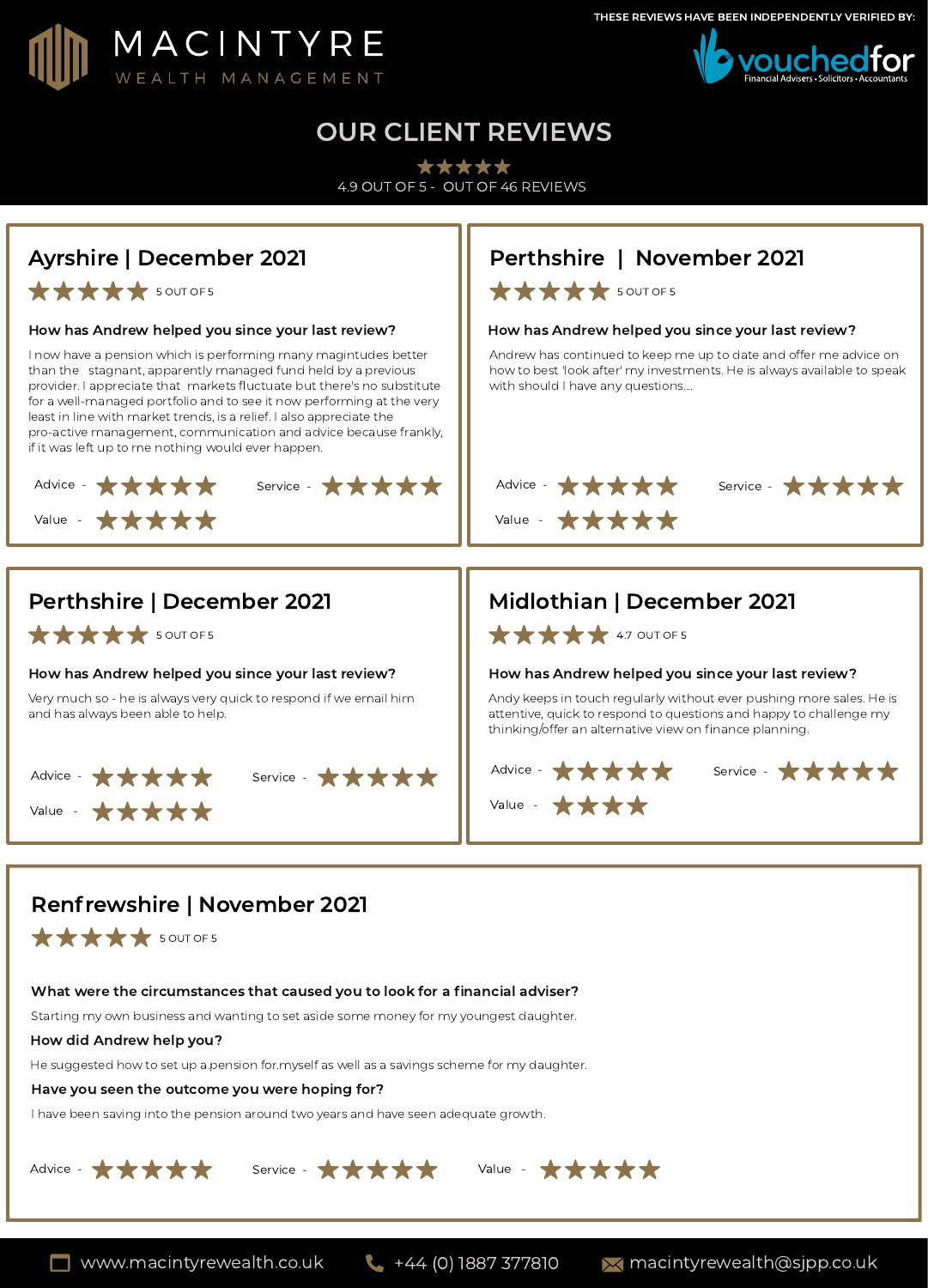MACINTYRE
WEALTH MANAGEMENT

THESE REVIEWS HAVE BEEN INDEPENDENTLY VERIFIED BY: vouchedfor — Financial Advisers • Solicitors • Accountants

# OUR CLIENT REVIEWS

★★★★★

4.9 OUT OF 5 - OUT OF 46 REVIEWS

## Ayrshire | December 2021

★★★★★ 5 OUT OF 5

**How has Andrew helped you since your last review?**

I now have a pension which is performing many magintudes better than the stagnant, apparently managed fund held by a previous provider. I appreciate that markets fluctuate but there's no substitute for a well-managed portfolio and to see it now performing at the very least in line with market trends, is a relief. I also appreciate the pro-active management, communication and advice because frankly, if it was left up to me nothing would ever happen.

Advice - ★★★★★ Service - ★★★★★

Value - ★★★★★

## Perthshire | November 2021

★★★★★ 5 OUT OF 5

**How has Andrew helped you since your last review?**

Andrew has continued to keep me up to date and offer me advice on how to best 'look after' my investments. He is always available to speak with should I have any questions....

Advice - ★★★★★ Service - ★★★★★

Value - ★★★★★

## Perthshire | December 2021

★★★★★ 5 OUT OF 5

**How has Andrew helped you since your last review?**

Very much so - he is always very quick to respond if we email him and has always been able to help.

Advice - ★★★★★ Service - ★★★★★

Value - ★★★★★

## Midlothian | December 2021

★★★★★ 4.7 OUT OF 5

**How has Andrew helped you since your last review?**

Andy keeps in touch regularly without ever pushing more sales. He is attentive, quick to respond to questions and happy to challenge my thinking/offer an alternative view on finance planning.

Advice - ★★★★★ Service - ★★★★★

Value - ★★★★

## Renfrewshire | November 2021

★★★★★ 5 OUT OF 5

**What were the circumstances that caused you to look for a financial adviser?**

Starting my own business and wanting to set aside some money for my youngest daughter.

**How did Andrew help you?**

He suggested how to set up a.pension for.myself as well as a savings scheme for my daughter.

**Have you seen the outcome you were hoping for?**

I have been saving into the pension around two years and have seen adequate growth.

Advice - ★★★★★ Service - ★★★★★ Value - ★★★★★

www.macintyrewealth.co.uk | +44 (0) 1887 377810 | macintyrewealth@sjpp.co.uk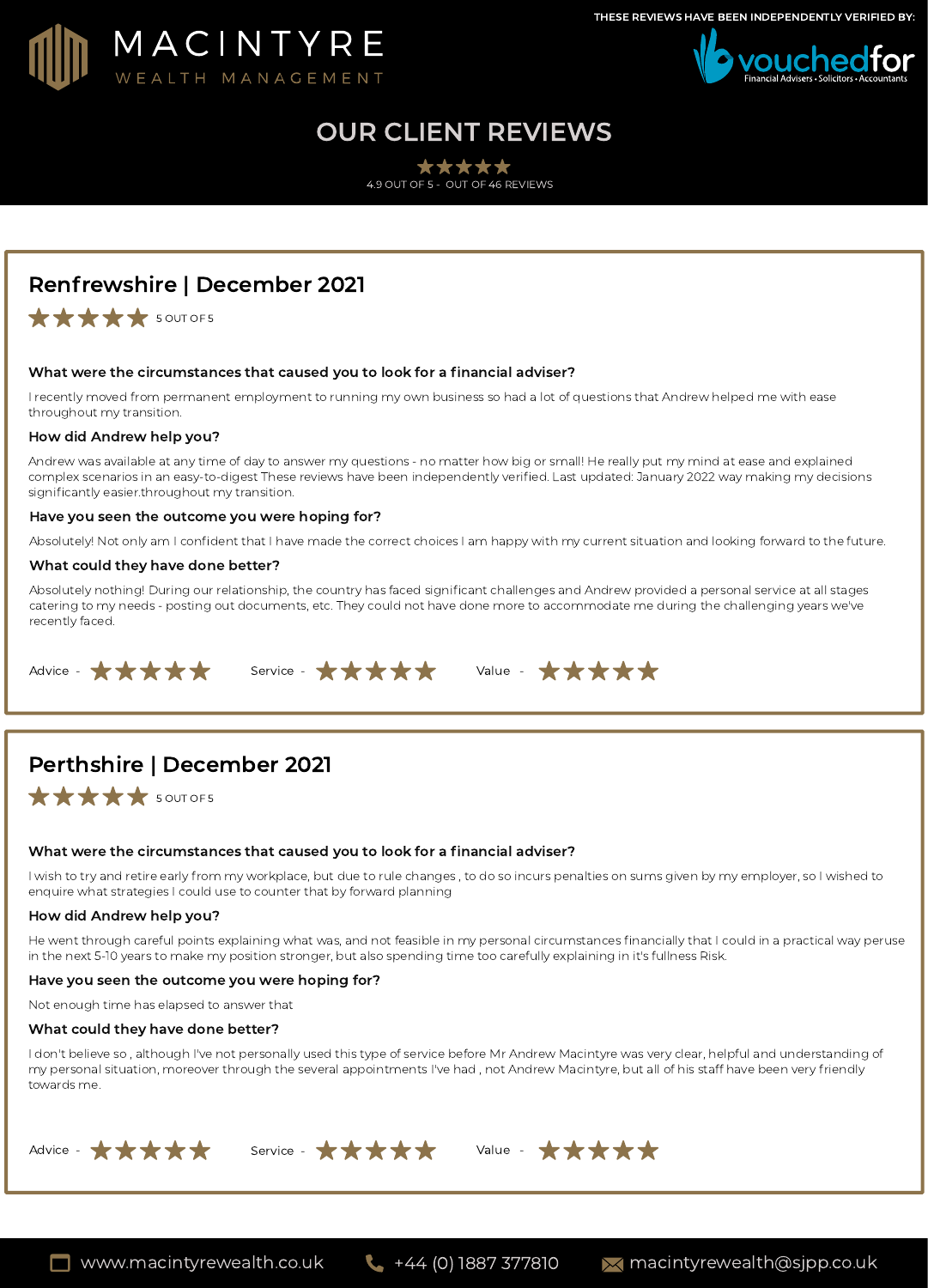MACINTYRE
WEALTH MANAGEMENT

THESE REVIEWS HAVE BEEN INDEPENDENTLY VERIFIED BY: vouchedfor — Financial Advisers • Solicitors • Accountants

# OUR CLIENT REVIEWS

★★★★★
4.9 OUT OF 5 - OUT OF 46 REVIEWS

## Renfrewshire | December 2021

★★★★★ 5 OUT OF 5

**What were the circumstances that caused you to look for a financial adviser?**

I recently moved from permanent employment to running my own business so had a lot of questions that Andrew helped me with ease throughout my transition.

**How did Andrew help you?**

Andrew was available at any time of day to answer my questions - no matter how big or small! He really put my mind at ease and explained complex scenarios in an easy-to-digest These reviews have been independently verified. Last updated: January 2022 way making my decisions significantly easier.throughout my transition.

**Have you seen the outcome you were hoping for?**

Absolutely! Not only am I confident that I have made the correct choices I am happy with my current situation and looking forward to the future.

**What could they have done better?**

Absolutely nothing! During our relationship, the country has faced significant challenges and Andrew provided a personal service at all stages catering to my needs - posting out documents, etc. They could not have done more to accommodate me during the challenging years we've recently faced.

Advice - ★★★★★ Service - ★★★★★ Value - ★★★★★

## Perthshire | December 2021

★★★★★ 5 OUT OF 5

**What were the circumstances that caused you to look for a financial adviser?**

I wish to try and retire early from my workplace, but due to rule changes , to do so incurs penalties on sums given by my employer, so I wished to enquire what strategies I could use to counter that by forward planning

**How did Andrew help you?**

He went through careful points explaining what was, and not feasible in my personal circumstances financially that I could in a practical way peruse in the next 5-10 years to make my position stronger, but also spending time too carefully explaining in it's fullness Risk.

**Have you seen the outcome you were hoping for?**

Not enough time has elapsed to answer that

**What could they have done better?**

I don't believe so , although I've not personally used this type of service before Mr Andrew Macintyre was very clear, helpful and understanding of my personal situation, moreover through the several appointments I've had , not Andrew Macintyre, but all of his staff have been very friendly towards me.

Advice - ★★★★★ Service - ★★★★★ Value - ★★★★★

www.macintyrewealth.co.uk | +44 (0) 1887 377810 | macintyrewealth@sjpp.co.uk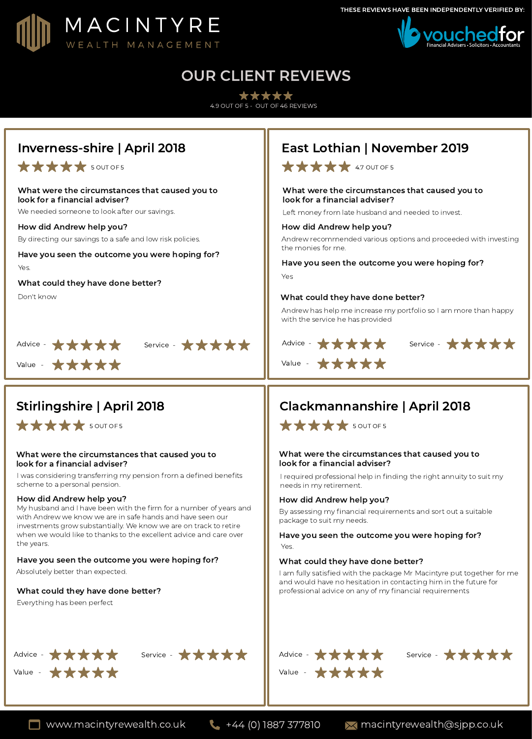MACINTYRE
WEALTH MANAGEMENT

THESE REVIEWS HAVE BEEN INDEPENDENTLY VERIFIED BY: vouchedfor — Financial Advisers • Solicitors • Accountants

# OUR CLIENT REVIEWS

★★★★★
4.9 OUT OF 5 - OUT OF 46 REVIEWS

## Inverness-shire | April 2018

★★★★★ 5 OUT OF 5

**What were the circumstances that caused you to look for a financial adviser?**

We needed someone to look after our savings.

**How did Andrew help you?**

By directing our savings to a safe and low risk policies.

**Have you seen the outcome you were hoping for?**

Yes.

**What could they have done better?**

Don't know

Advice - ★★★★★ Service - ★★★★★
Value - ★★★★★

## East Lothian | November 2019

★★★★★ 4.7 OUT OF 5

**What were the circumstances that caused you to look for a financial adviser?**

Left money from late husband and needed to invest.

**How did Andrew help you?**

Andrew recommended various options and proceeded with investing the monies for me.

**Have you seen the outcome you were hoping for?**

Yes

**What could they have done better?**

Andrew has help me increase my portfolio so I am more than happy with the service he has provided

Advice - ★★★★★ Service - ★★★★★
Value - ★★★★★

## Stirlingshire | April 2018

★★★★★ 5 OUT OF 5

**What were the circumstances that caused you to look for a financial adviser?**

I was considering transferring my pension from a defined benefits scheme to a personal pension.

**How did Andrew help you?**

My husband and I have been with the firm for a number of years and with Andrew we know we are in safe hands and have seen our investments grow substantially. We know we are on track to retire when we would like to thanks to the excellent advice and care over the years.

**Have you seen the outcome you were hoping for?**

Absolutely better than expected.

**What could they have done better?**

Everything has been perfect

Advice - ★★★★★ Service - ★★★★★
Value - ★★★★★

## Clackmannanshire | April 2018

★★★★★ 5 OUT OF 5

**What were the circumstances that caused you to look for a financial adviser?**

I required professional help in finding the right annuity to suit my needs in my retirement.

**How did Andrew help you?**

By assessing my financial requirements and sort out a suitable package to suit my needs.

**Have you seen the outcome you were hoping for?**

Yes.

**What could they have done better?**

I am fully satisfied with the package Mr Macintyre put together for me and would have no hesitation in contacting him in the future for professional advice on any of my financial requirements

Advice - ★★★★★ Service - ★★★★★
Value - ★★★★★

www.macintyrewealth.co.uk | +44 (0) 1887 377810 | macintyrewealth@sjpp.co.uk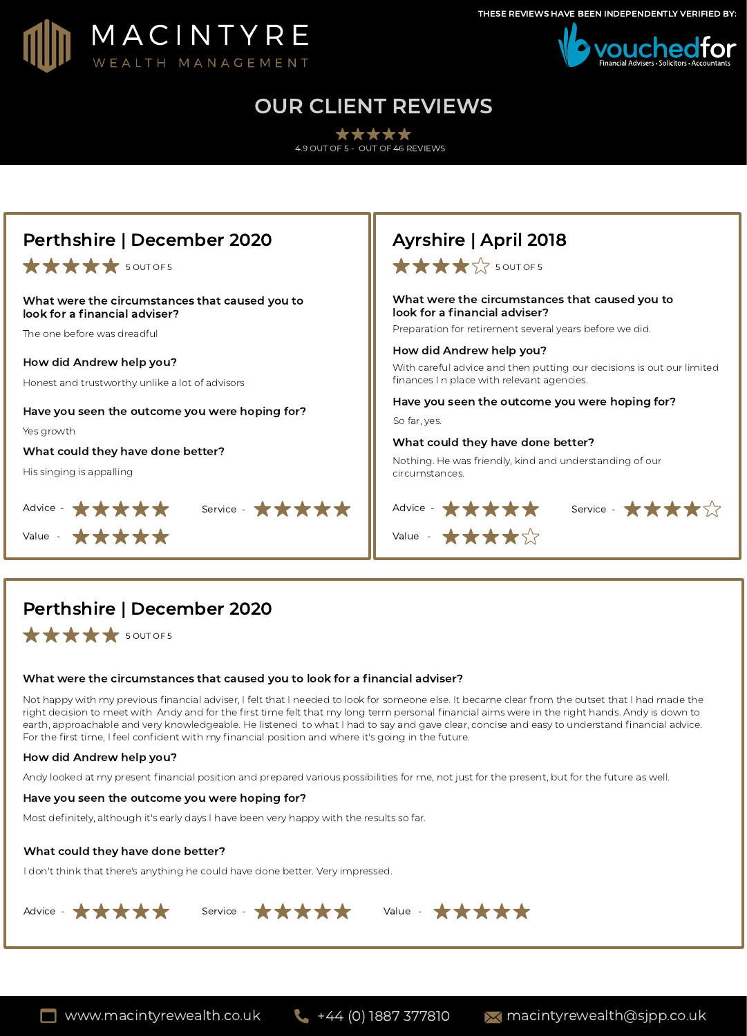MACINTYRE WEALTH MANAGEMENT

THESE REVIEWS HAVE BEEN INDEPENDENTLY VERIFIED BY: vouchedfor Financial Advisers • Solicitors • Accountants

# OUR CLIENT REVIEWS

★★★★★
4.9 OUT OF 5 - OUT OF 46 REVIEWS

## Perthshire | December 2020

★★★★★ 5 OUT OF 5

**What were the circumstances that caused you to look for a financial adviser?**

The one before was dreadful

**How did Andrew help you?**

Honest and trustworthy unlike a lot of advisors

**Have you seen the outcome you were hoping for?**

Yes growth

**What could they have done better?**

His singing is appalling

Advice - ★★★★★ Service - ★★★★★
Value - ★★★★★

## Ayrshire | April 2018

★★★★☆ 5 OUT OF 5

**What were the circumstances that caused you to look for a financial adviser?**

Preparation for retirement several years before we did.

**How did Andrew help you?**

With careful advice and then putting our decisions is out our limited finances I n place with relevant agencies.

**Have you seen the outcome you were hoping for?**

So far, yes.

**What could they have done better?**

Nothing. He was friendly, kind and understanding of our circumstances.

Advice - ★★★★★ Service - ★★★★☆
Value - ★★★★☆

## Perthshire | December 2020

★★★★★ 5 OUT OF 5

**What were the circumstances that caused you to look for a financial adviser?**

Not happy with my previous financial adviser, I felt that I needed to look for someone else. It became clear from the outset that I had made the right decision to meet with Andy and for the first time felt that my long term personal financial aims were in the right hands. Andy is down to earth, approachable and very knowledgeable. He listened to what I had to say and gave clear, concise and easy to understand financial advice. For the first time, I feel confident with my financial position and where it's going in the future.

**How did Andrew help you?**

Andy looked at my present financial position and prepared various possibilities for me, not just for the present, but for the future as well.

**Have you seen the outcome you were hoping for?**

Most definitely, although it's early days I have been very happy with the results so far.

**What could they have done better?**

I don't think that there's anything he could have done better. Very impressed.

Advice - ★★★★★ Service - ★★★★★ Value - ★★★★★

www.macintyrewealth.co.uk | +44 (0) 1887 377810 | macintyrewealth@sjpp.co.uk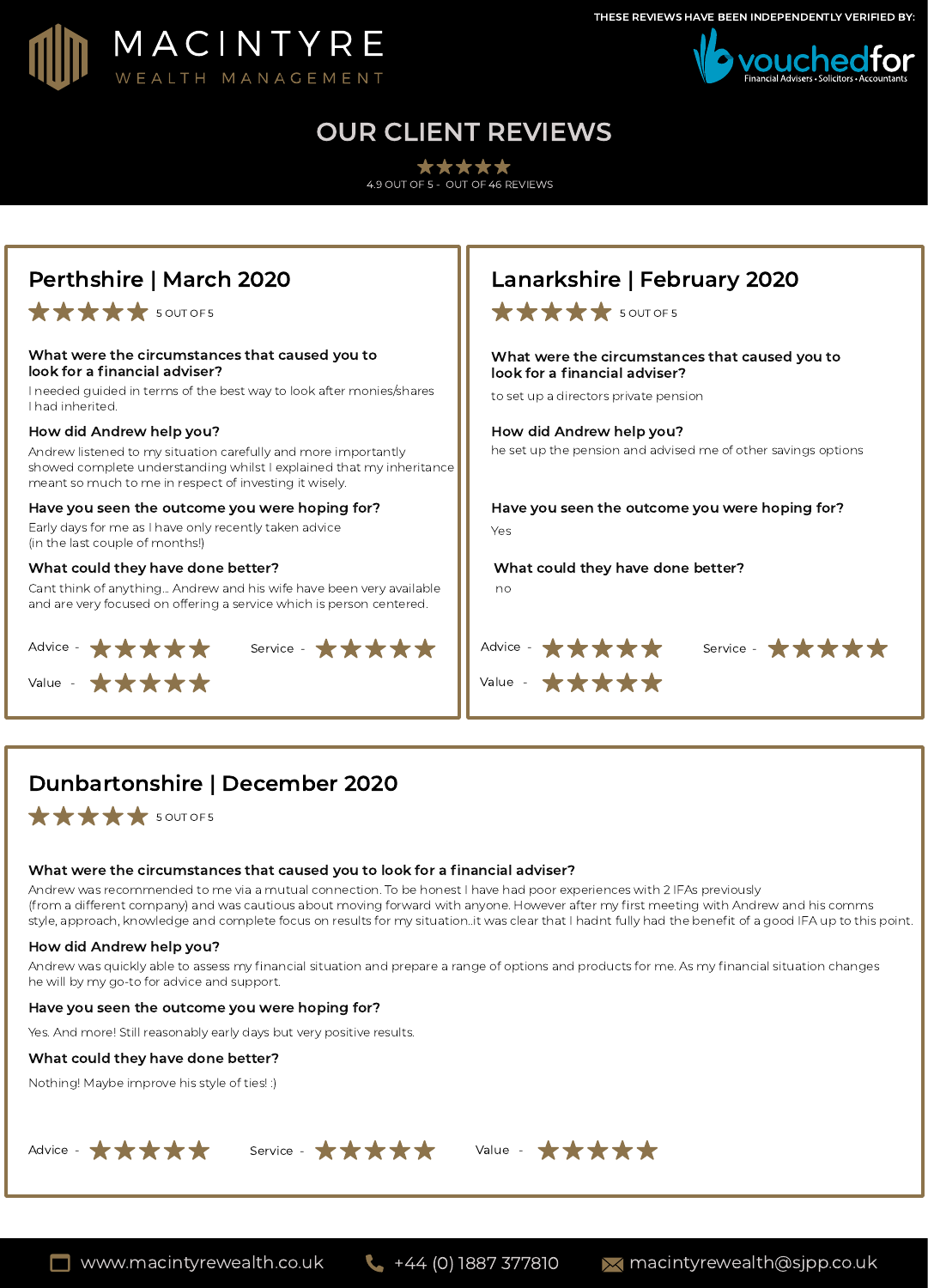MACINTYRE
WEALTH MANAGEMENT

THESE REVIEWS HAVE BEEN INDEPENDENTLY VERIFIED BY: vouchedfor (Financial Advisers • Solicitors • Accountants)

# OUR CLIENT REVIEWS

★★★★★

4.9 OUT OF 5 - OUT OF 46 REVIEWS

## Perthshire | March 2020

★★★★★ 5 OUT OF 5

**What were the circumstances that caused you to look for a financial adviser?**

I needed guided in terms of the best way to look after monies/shares I had inherited.

**How did Andrew help you?**

Andrew listened to my situation carefully and more importantly showed complete understanding whilst I explained that my inheritance meant so much to me in respect of investing it wisely.

**Have you seen the outcome you were hoping for?**

Early days for me as I have only recently taken advice (in the last couple of months!)

**What could they have done better?**

Cant think of anything... Andrew and his wife have been very available and are very focused on offering a service which is person centered.

Advice - ★★★★★ Service - ★★★★★

Value - ★★★★★

## Lanarkshire | February 2020

★★★★★ 5 OUT OF 5

**What were the circumstances that caused you to look for a financial adviser?**

to set up a directors private pension

**How did Andrew help you?**

he set up the pension and advised me of other savings options

**Have you seen the outcome you were hoping for?**

Yes

**What could they have done better?**

no

Advice - ★★★★★ Service - ★★★★★

Value - ★★★★★

## Dunbartonshire | December 2020

★★★★★ 5 OUT OF 5

**What were the circumstances that caused you to look for a financial adviser?**

Andrew was recommended to me via a mutual connection. To be honest I have had poor experiences with 2 IFAs previously (from a different company) and was cautious about moving forward with anyone. However after my first meeting with Andrew and his comms style, approach, knowledge and complete focus on results for my situation..it was clear that I hadnt fully had the benefit of a good IFA up to this point.

**How did Andrew help you?**

Andrew was quickly able to assess my financial situation and prepare a range of options and products for me. As my financial situation changes he will by my go-to for advice and support.

**Have you seen the outcome you were hoping for?**

Yes. And more! Still reasonably early days but very positive results.

**What could they have done better?**

Nothing! Maybe improve his style of ties! :)

Advice - ★★★★★ Service - ★★★★★ Value - ★★★★★

www.macintyrewealth.co.uk | +44 (0) 1887 377810 | macintyrewealth@sjpp.co.uk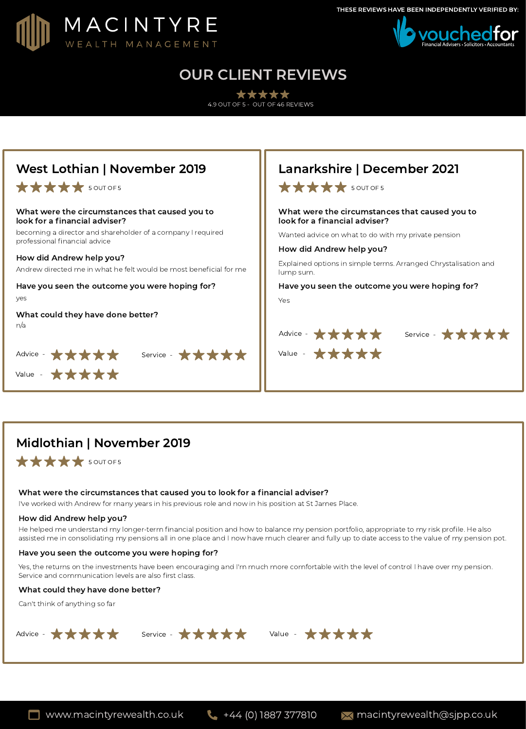MACINTYRE
WEALTH MANAGEMENT

THESE REVIEWS HAVE BEEN INDEPENDENTLY VERIFIED BY: vouchedfor
Financial Advisers • Solicitors • Accountants

# OUR CLIENT REVIEWS

★★★★★
4.9 OUT OF 5 - OUT OF 46 REVIEWS

## West Lothian | November 2019

★★★★★ 5 OUT OF 5

**What were the circumstances that caused you to look for a financial adviser?**

becoming a director and shareholder of a company I required professional financial advice

**How did Andrew help you?**

Andrew directed me in what he felt would be most beneficial for me

**Have you seen the outcome you were hoping for?**

yes

**What could they have done better?**

n/a

Advice - ★★★★★ Service - ★★★★★
Value - ★★★★★

## Lanarkshire | December 2021

★★★★★ 5 OUT OF 5

**What were the circumstances that caused you to look for a financial adviser?**

Wanted advice on what to do with my private pension

**How did Andrew help you?**

Explained options in simple terms. Arranged Chrystalisation and lump sum.

**Have you seen the outcome you were hoping for?**

Yes

Advice - ★★★★★ Service - ★★★★★
Value - ★★★★★

## Midlothian | November 2019

★★★★★ 5 OUT OF 5

**What were the circumstances that caused you to look for a financial adviser?**

I've worked with Andrew for many years in his previous role and now in his position at St James Place.

**How did Andrew help you?**

He helped me understand my longer-term financial position and how to balance my pension portfolio, appropriate to my risk profile. He also assisted me in consolidating my pensions all in one place and I now have much clearer and fully up to date access to the value of my pension pot.

**Have you seen the outcome you were hoping for?**

Yes, the returns on the investments have been encouraging and I'm much more comfortable with the level of control I have over my pension. Service and communication levels are also first class.

**What could they have done better?**

Can't think of anything so far

Advice - ★★★★★ Service - ★★★★★ Value - ★★★★★

www.macintyrewealth.co.uk | +44 (0) 1887 377810 | macintyrewealth@sjpp.co.uk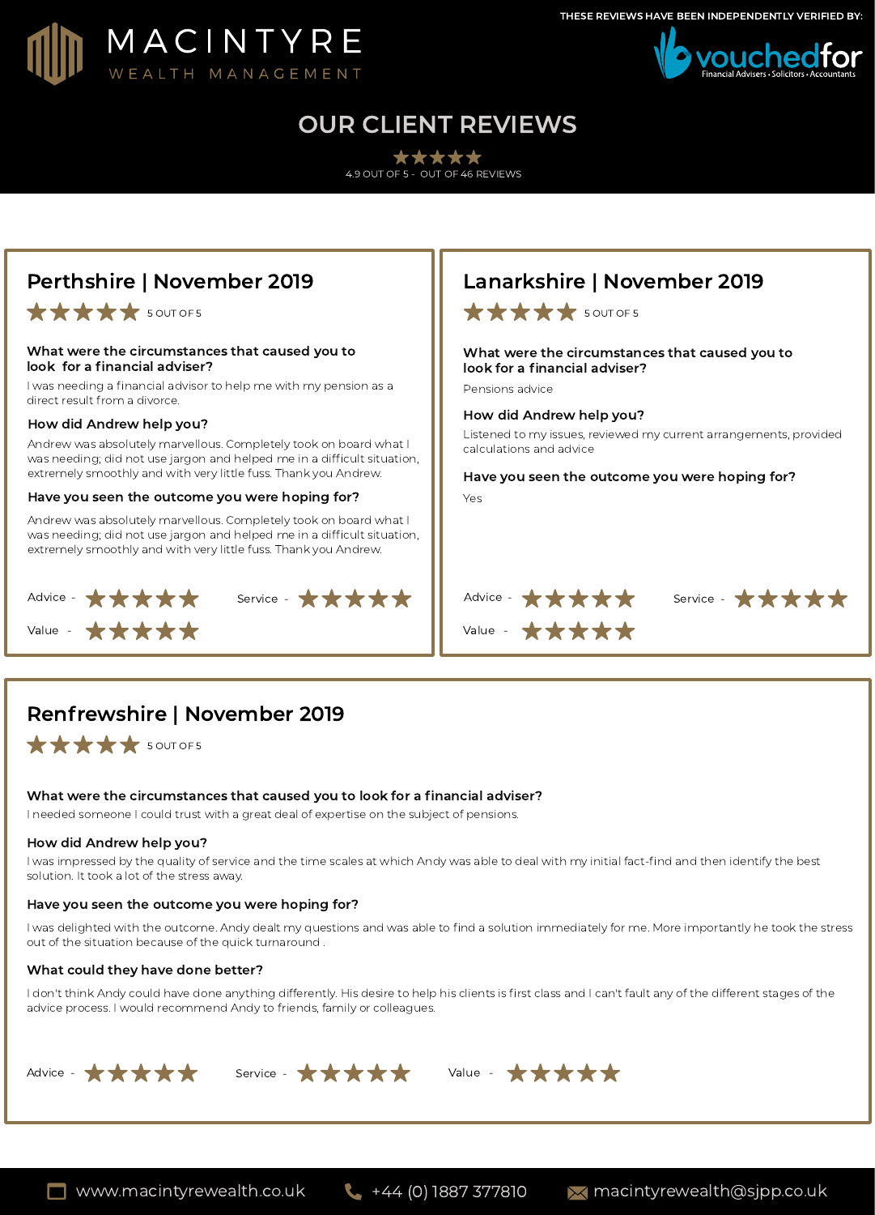MACINTYRE
WEALTH MANAGEMENT

THESE REVIEWS HAVE BEEN INDEPENDENTLY VERIFIED BY: vouchedfor
Financial Advisers • Solicitors • Accountants

# OUR CLIENT REVIEWS

★★★★★
4.9 OUT OF 5 - OUT OF 46 REVIEWS

## Perthshire | November 2019

★★★★★ 5 OUT OF 5

**What were the circumstances that caused you to look for a financial adviser?**

I was needing a financial advisor to help me with my pension as a direct result from a divorce.

**How did Andrew help you?**

Andrew was absolutely marvellous. Completely took on board what I was needing; did not use jargon and helped me in a difficult situation, extremely smoothly and with very little fuss. Thank you Andrew.

**Have you seen the outcome you were hoping for?**

Andrew was absolutely marvellous. Completely took on board what I was needing; did not use jargon and helped me in a difficult situation, extremely smoothly and with very little fuss. Thank you Andrew.

Advice - ★★★★★ Service - ★★★★★
Value - ★★★★★

## Lanarkshire | November 2019

★★★★★ 5 OUT OF 5

**What were the circumstances that caused you to look for a financial adviser?**

Pensions advice

**How did Andrew help you?**

Listened to my issues, reviewed my current arrangements, provided calculations and advice

**Have you seen the outcome you were hoping for?**

Yes

Advice - ★★★★★ Service - ★★★★★
Value - ★★★★★

## Renfrewshire | November 2019

★★★★★ 5 OUT OF 5

**What were the circumstances that caused you to look for a financial adviser?**

I needed someone I could trust with a great deal of expertise on the subject of pensions.

**How did Andrew help you?**

I was impressed by the quality of service and the time scales at which Andy was able to deal with my initial fact-find and then identify the best solution. It took a lot of the stress away.

**Have you seen the outcome you were hoping for?**

I was delighted with the outcome. Andy dealt my questions and was able to find a solution immediately for me. More importantly he took the stress out of the situation because of the quick turnaround .

**What could they have done better?**

I don't think Andy could have done anything differently. His desire to help his clients is first class and I can't fault any of the different stages of the advice process. I would recommend Andy to friends, family or colleagues.

Advice - ★★★★★ Service - ★★★★★ Value - ★★★★★

www.macintyrewealth.co.uk | +44 (0) 1887 377810 | macintyrewealth@sjpp.co.uk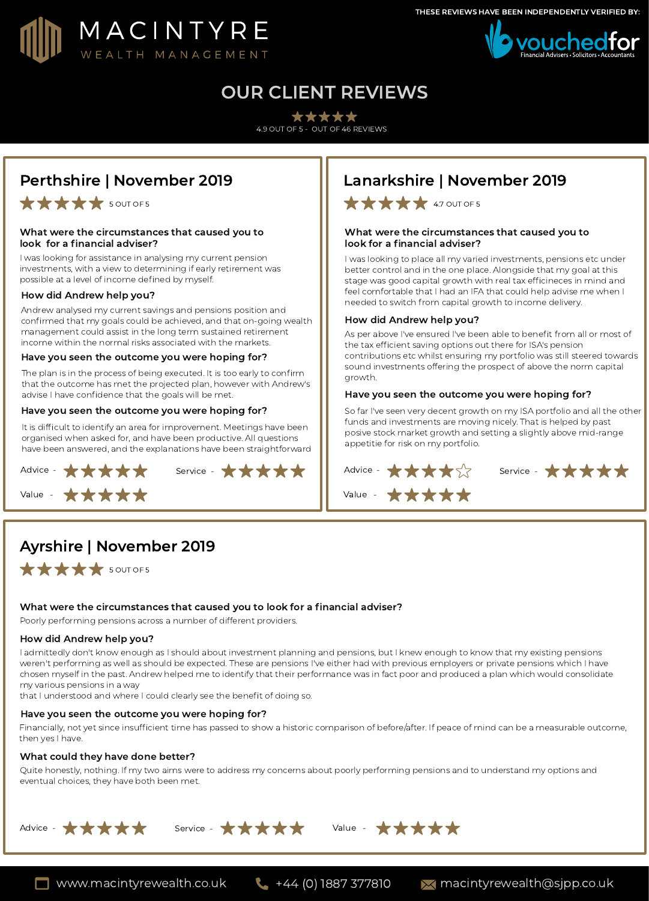MACINTYRE

WEALTH MANAGEMENT

THESE REVIEWS HAVE BEEN INDEPENDENTLY VERIFIED BY:

vouchedfor
Financial Advisers • Solicitors • Accountants

# OUR CLIENT REVIEWS

★★★★★
4.9 OUT OF 5 - OUT OF 46 REVIEWS

## Perthshire | November 2019

★★★★★ 5 OUT OF 5

### What were the circumstances that caused you to look for a financial adviser?

I was looking for assistance in analysing my current pension investments, with a view to determining if early retirement was possible at a level of income defined by myself.

### How did Andrew help you?

Andrew analysed my current savings and pensions position and confirmed that my goals could be achieved, and that on-going wealth management could assist in the long term sustained retirement income within the normal risks associated with the markets.

### Have you seen the outcome you were hoping for?

The plan is in the process of being executed. It is too early to confirm that the outcome has met the projected plan, however with Andrew's advise I have confidence that the goals will be met.

### Have you seen the outcome you were hoping for?

It is difficult to identify an area for improvement. Meetings have been organised when asked for, and have been productive. All questions have been answered, and the explanations have been straightforward

Advice - ★★★★★ Service - ★★★★★

Value - ★★★★★

## Lanarkshire | November 2019

★★★★★ 4.7 OUT OF 5

### What were the circumstances that caused you to look for a financial adviser?

I was looking to place all my varied investments, pensions etc under better control and in the one place. Alongside that my goal at this stage was good capital growth with real tax efficineces in mind and feel comfortable that I had an IFA that could help advise me when I needed to switch from capital growth to income delivery.

### How did Andrew help you?

As per above I've ensured I've been able to benefit from all or most of the tax efficient saving options out there for ISA's pension contributions etc whilst ensuring my portfolio was still steered towards sound investments offering the prospect of above the norm capital growth.

### Have you seen the outcome you were hoping for?

So far I've seen very decent growth on my ISA portfolio and all the other funds and investments are moving nicely. That is helped by past posive stock market growth and setting a slightly above mid-range appetitie for risk on my portfolio.

Advice - ★★★★☆ Service - ★★★★★

Value - ★★★★★

## Ayrshire | November 2019

★★★★★ 5 OUT OF 5

### What were the circumstances that caused you to look for a financial adviser?

Poorly performing pensions across a number of different providers.

### How did Andrew help you?

I admittedly don't know enough as I should about investment planning and pensions, but I knew enough to know that my existing pensions weren't performing as well as should be expected. These are pensions I've either had with previous employers or private pensions which I have chosen myself in the past. Andrew helped me to identify that their performance was in fact poor and produced a plan which would consolidate my various pensions in a way
that I understood and where I could clearly see the benefit of doing so.

### Have you seen the outcome you were hoping for?

Financially, not yet since insufficient time has passed to show a historic comparison of before/after. If peace of mind can be a measurable outcome, then yes I have.

### What could they have done better?

Quite honestly, nothing. If my two aims were to address my concerns about poorly performing pensions and to understand my options and eventual choices, they have both been met.

Advice - ★★★★★ Service - ★★★★★ Value - ★★★★★

www.macintyrewealth.co.uk +44 (0) 1887 377810 macintyrewealth@sjpp.co.uk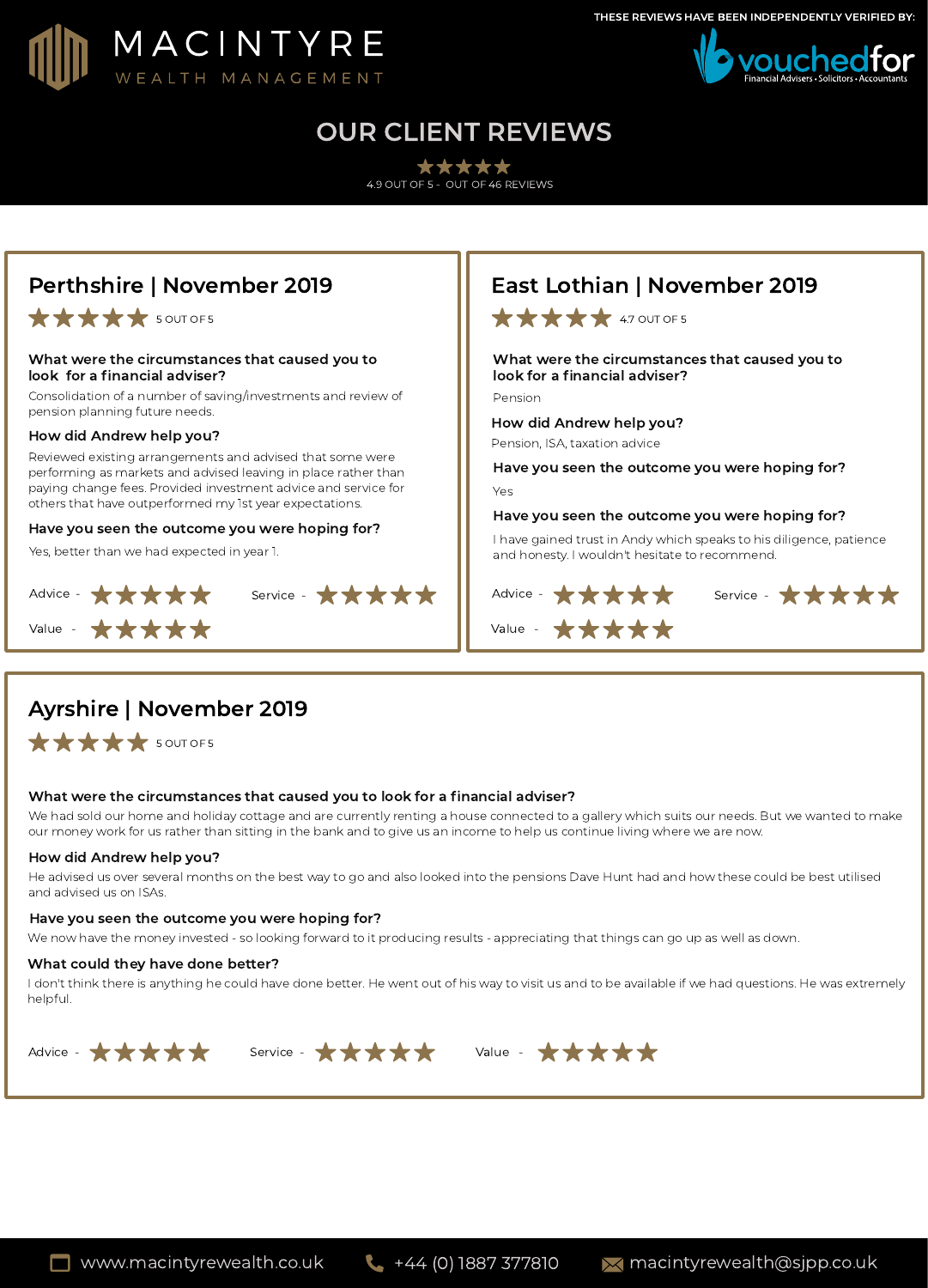MACINTYRE WEALTH MANAGEMENT

THESE REVIEWS HAVE BEEN INDEPENDENTLY VERIFIED BY: vouchedfor — Financial Advisers • Solicitors • Accountants

# OUR CLIENT REVIEWS

★★★★★
4.9 OUT OF 5 - OUT OF 46 REVIEWS

## Perthshire | November 2019

★★★★★ 5 OUT OF 5

**What were the circumstances that caused you to look for a financial adviser?**

Consolidation of a number of saving/investments and review of pension planning future needs.

**How did Andrew help you?**

Reviewed existing arrangements and advised that some were performing as markets and advised leaving in place rather than paying change fees. Provided investment advice and service for others that have outperformed my 1st year expectations.

**Have you seen the outcome you were hoping for?**

Yes, better than we had expected in year 1.

Advice - ★★★★★
Service - ★★★★★
Value - ★★★★★

## East Lothian | November 2019

★★★★★ 4.7 OUT OF 5

**What were the circumstances that caused you to look for a financial adviser?**

Pension

**How did Andrew help you?**

Pension, ISA, taxation advice

**Have you seen the outcome you were hoping for?**

Yes

**Have you seen the outcome you were hoping for?**

I have gained trust in Andy which speaks to his diligence, patience and honesty. I wouldn't hesitate to recommend.

Advice - ★★★★★
Service - ★★★★★
Value - ★★★★★

## Ayrshire | November 2019

★★★★★ 5 OUT OF 5

**What were the circumstances that caused you to look for a financial adviser?**

We had sold our home and holiday cottage and are currently renting a house connected to a gallery which suits our needs. But we wanted to make our money work for us rather than sitting in the bank and to give us an income to help us continue living where we are now.

**How did Andrew help you?**

He advised us over several months on the best way to go and also looked into the pensions Dave Hunt had and how these could be best utilised and advised us on ISAs.

**Have you seen the outcome you were hoping for?**

We now have the money invested - so looking forward to it producing results - appreciating that things can go up as well as down.

**What could they have done better?**

I don't think there is anything he could have done better. He went out of his way to visit us and to be available if we had questions. He was extremely helpful.

Advice - ★★★★★
Service - ★★★★★
Value - ★★★★★

www.macintyrewealth.co.uk | +44 (0) 1887 377810 | macintyrewealth@sjpp.co.uk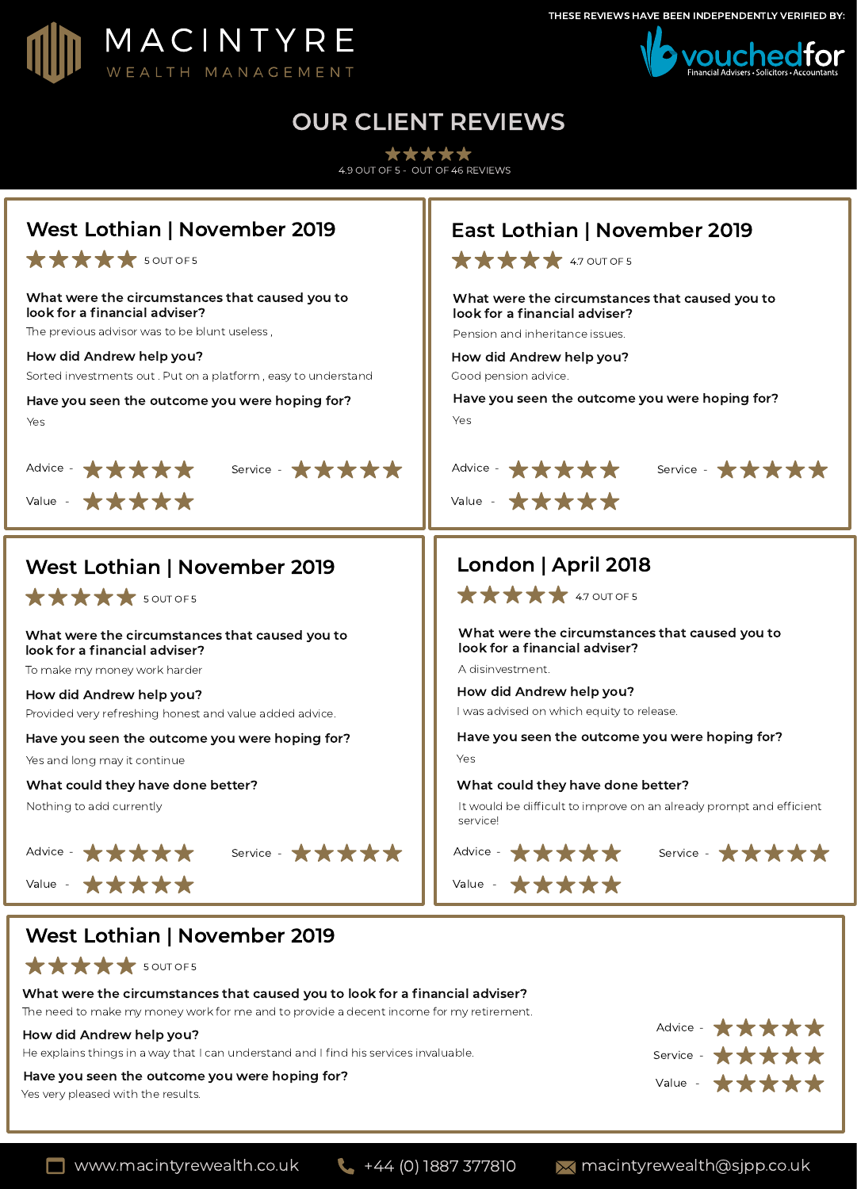MACINTYRE
WEALTH MANAGEMENT

THESE REVIEWS HAVE BEEN INDEPENDENTLY VERIFIED BY: vouchedfor — Financial Advisers • Solicitors • Accountants

# OUR CLIENT REVIEWS

★★★★★
4.9 OUT OF 5 - OUT OF 46 REVIEWS

## West Lothian | November 2019

★★★★★ 5 OUT OF 5

**What were the circumstances that caused you to look for a financial adviser?**

The previous advisor was to be blunt useless ,

**How did Andrew help you?**

Sorted investments out . Put on a platform , easy to understand

**Have you seen the outcome you were hoping for?**

Yes

Advice - ★★★★★ Service - ★★★★★
Value - ★★★★★

## East Lothian | November 2019

★★★★★ 4.7 OUT OF 5

**What were the circumstances that caused you to look for a financial adviser?**

Pension and inheritance issues.

**How did Andrew help you?**

Good pension advice.

**Have you seen the outcome you were hoping for?**

Yes

Advice - ★★★★★ Service - ★★★★★
Value - ★★★★★

## West Lothian | November 2019

★★★★★ 5 OUT OF 5

**What were the circumstances that caused you to look for a financial adviser?**

To make my money work harder

**How did Andrew help you?**

Provided very refreshing honest and value added advice.

**Have you seen the outcome you were hoping for?**

Yes and long may it continue

**What could they have done better?**

Nothing to add currently

Advice - ★★★★★ Service - ★★★★★
Value - ★★★★★

## London | April 2018

★★★★★ 4.7 OUT OF 5

**What were the circumstances that caused you to look for a financial adviser?**

A disinvestment.

**How did Andrew help you?**

I was advised on which equity to release.

**Have you seen the outcome you were hoping for?**

Yes

**What could they have done better?**

It would be difficult to improve on an already prompt and efficient service!

Advice - ★★★★★ Service - ★★★★★
Value - ★★★★★

## West Lothian | November 2019

★★★★★ 5 OUT OF 5

**What were the circumstances that caused you to look for a financial adviser?**

The need to make my money work for me and to provide a decent income for my retirement.

**How did Andrew help you?**

He explains things in a way that I can understand and I find his services invaluable.

**Have you seen the outcome you were hoping for?**

Yes very pleased with the results.

Advice - ★★★★★
Service - ★★★★★
Value - ★★★★★

www.macintyrewealth.co.uk | +44 (0) 1887 377810 | macintyrewealth@sjpp.co.uk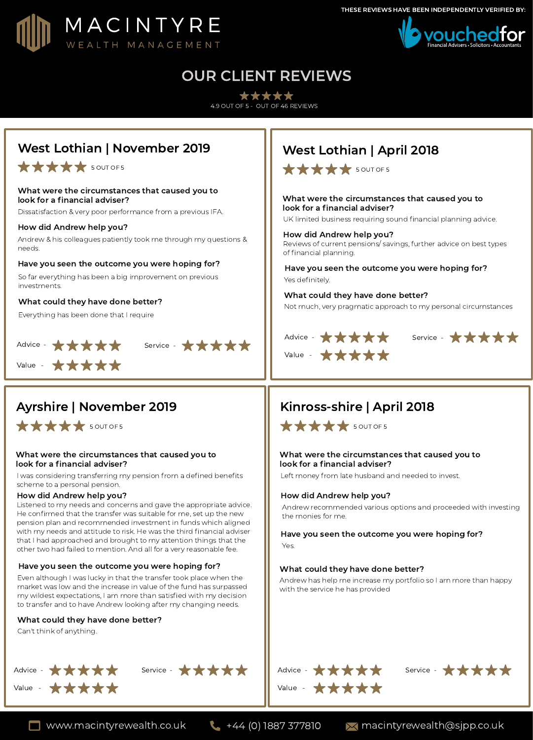MACINTYRE

WEALTH MANAGEMENT

THESE REVIEWS HAVE BEEN INDEPENDENTLY VERIFIED BY: vouchedfor — Financial Advisers • Solicitors • Accountants

# OUR CLIENT REVIEWS

★★★★★

4.9 OUT OF 5 - OUT OF 46 REVIEWS

## West Lothian | November 2019

★★★★★ 5 OUT OF 5

**What were the circumstances that caused you to look for a financial adviser?**

Dissatisfaction & very poor performance from a previous IFA.

**How did Andrew help you?**

Andrew & his colleagues patiently took me through my questions & needs.

**Have you seen the outcome you were hoping for?**

So far everything has been a big improvement on previous investments.

**What could they have done better?**

Everything has been done that I require

Advice - ★★★★★ Service - ★★★★★

Value - ★★★★★

## West Lothian | April 2018

★★★★★ 5 OUT OF 5

**What were the circumstances that caused you to look for a financial adviser?**

UK limited business requiring sound financial planning advice.

**How did Andrew help you?**

Reviews of current pensions/ savings, further advice on best types of financial planning.

**Have you seen the outcome you were hoping for?**

Yes definitely.

**What could they have done better?**

Not much, very pragmatic approach to my personal circumstances

Advice - ★★★★★ Service - ★★★★★

Value - ★★★★★

## Ayrshire | November 2019

★★★★★ 5 OUT OF 5

**What were the circumstances that caused you to look for a financial adviser?**

I was considering transferring my pension from a defined benefits scheme to a personal pension.

**How did Andrew help you?**

Listened to my needs and concerns and gave the appropriate advice. He confirmed that the transfer was suitable for me, set up the new pension plan and recommended investment in funds which aligned with my needs and attitude to risk. He was the third financial adviser that I had approached and brought to my attention things that the other two had failed to mention. And all for a very reasonable fee.

**Have you seen the outcome you were hoping for?**

Even although I was lucky in that the transfer took place when the market was low and the increase in value of the fund has surpassed my wildest expectations, I am more than satisfied with my decision to transfer and to have Andrew looking after my changing needs.

**What could they have done better?**

Can't think of anything.

Advice - ★★★★★ Service - ★★★★★

Value - ★★★★★

## Kinross-shire | April 2018

★★★★★ 5 OUT OF 5

**What were the circumstances that caused you to look for a financial adviser?**

Left money from late husband and needed to invest.

**How did Andrew help you?**

Andrew recommended various options and proceeded with investing the monies for me.

**Have you seen the outcome you were hoping for?**

Yes.

**What could they have done better?**

Andrew has help me increase my portfolio so I am more than happy with the service he has provided

Advice - ★★★★★ Service - ★★★★★

Value - ★★★★★

www.macintyrewealth.co.uk | +44 (0) 1887 377810 | macintyrewealth@sjpp.co.uk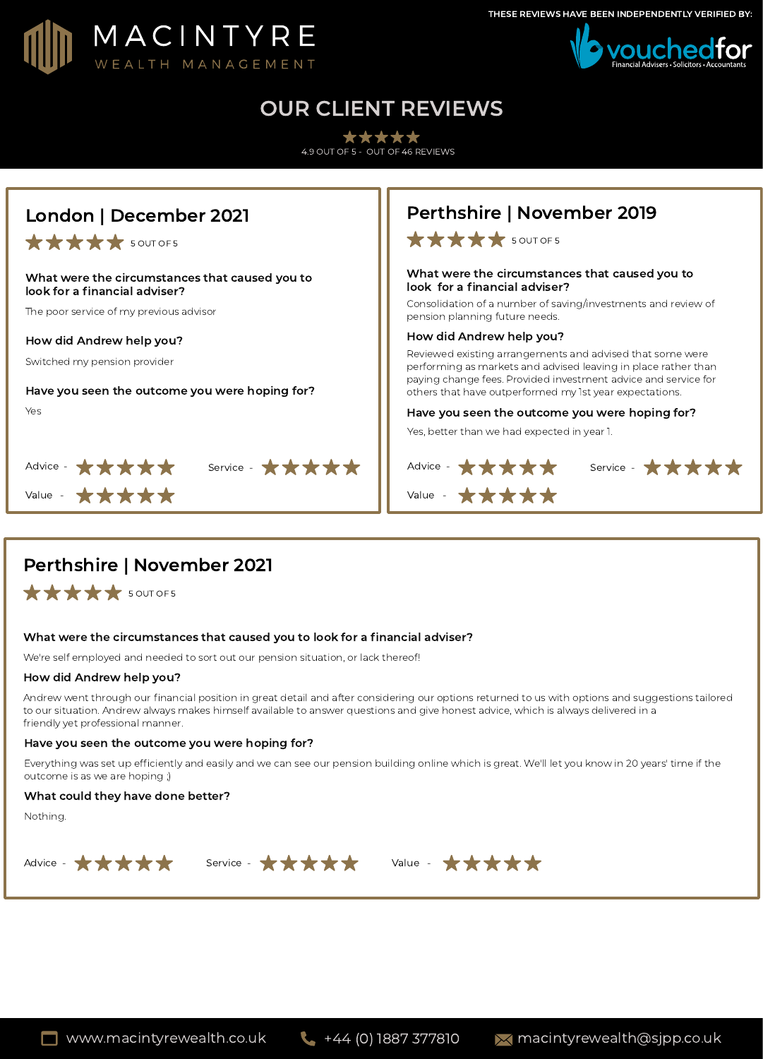MACINTYRE

WEALTH MANAGEMENT

THESE REVIEWS HAVE BEEN INDEPENDENTLY VERIFIED BY:

vouchedfor
Financial Advisers • Solicitors • Accountants

# OUR CLIENT REVIEWS

★★★★★
4.9 OUT OF 5 - OUT OF 46 REVIEWS

## London | December 2021

★★★★★ 5 OUT OF 5

**What were the circumstances that caused you to look for a financial adviser?**

The poor service of my previous advisor

**How did Andrew help you?**

Switched my pension provider

**Have you seen the outcome you were hoping for?**

Yes

Advice - ★★★★★ Service - ★★★★★

Value - ★★★★★

## Perthshire | November 2019

★★★★★ 5 OUT OF 5

**What were the circumstances that caused you to look for a financial adviser?**

Consolidation of a number of saving/investments and review of pension planning future needs.

**How did Andrew help you?**

Reviewed existing arrangements and advised that some were performing as markets and advised leaving in place rather than paying change fees. Provided investment advice and service for others that have outperformed my 1st year expectations.

**Have you seen the outcome you were hoping for?**

Yes, better than we had expected in year 1.

Advice - ★★★★★ Service - ★★★★★

Value - ★★★★★

## Perthshire | November 2021

★★★★★ 5 OUT OF 5

**What were the circumstances that caused you to look for a financial adviser?**

We're self employed and needed to sort out our pension situation, or lack thereof!

**How did Andrew help you?**

Andrew went through our financial position in great detail and after considering our options returned to us with options and suggestions tailored to our situation. Andrew always makes himself available to answer questions and give honest advice, which is always delivered in a friendly yet professional manner.

**Have you seen the outcome you were hoping for?**

Everything was set up efficiently and easily and we can see our pension building online which is great. We'll let you know in 20 years' time if the outcome is as we are hoping ;)

**What could they have done better?**

Nothing.

Advice - ★★★★★ Service - ★★★★★ Value - ★★★★★

www.macintyrewealth.co.uk +44 (0) 1887 377810 macintyrewealth@sjpp.co.uk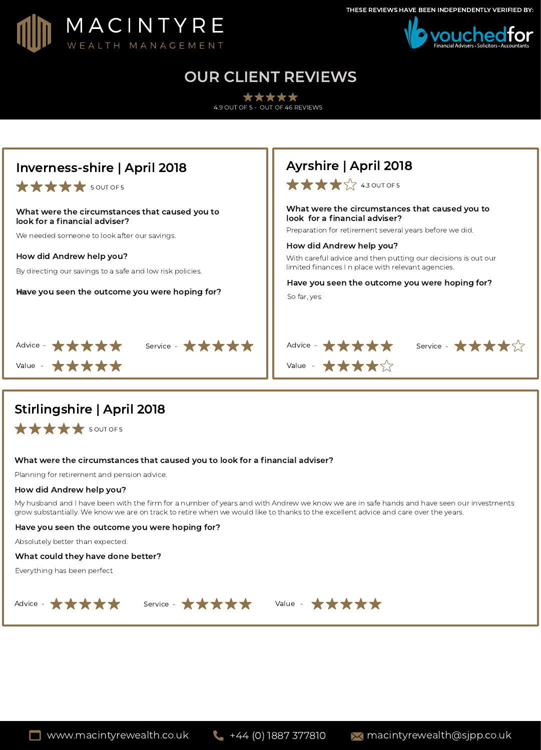MACINTYRE
WEALTH MANAGEMENT

THESE REVIEWS HAVE BEEN INDEPENDENTLY VERIFIED BY: vouchedfor — Financial Advisers • Solicitors • Accountants

# OUR CLIENT REVIEWS

★★★★★
4.9 OUT OF 5 - OUT OF 46 REVIEWS

## Inverness-shire | April 2018

★★★★★ 5 OUT OF 5

**What were the circumstances that caused you to look for a financial adviser?**

We needed someone to look after our savings.

**How did Andrew help you?**

By directing our savings to a safe and low risk policies.

**Have you seen the outcome you were hoping for?**

Yes

Advice - ★★★★★
Service - ★★★★★
Value - ★★★★★

## Ayrshire | April 2018

★★★★☆ 4.3 OUT OF 5

**What were the circumstances that caused you to look for a financial adviser?**

Preparation for retirement several years before we did.

**How did Andrew help you?**

With careful advice and then putting our decisions is out our limited finances I n place with relevant agencies.

**Have you seen the outcome you were hoping for?**

So far, yes.

Advice - ★★★★★
Service - ★★★★☆
Value - ★★★★☆

## Stirlingshire | April 2018

★★★★★ 5 OUT OF 5

**What were the circumstances that caused you to look for a financial adviser?**

Planning for retirement and pension advice.

**How did Andrew help you?**

My husband and I have been with the firm for a number of years and with Andrew we know we are in safe hands and have seen our investments grow substantially. We know we are on track to retire when we would like to thanks to the excellent advice and care over the years.

**Have you seen the outcome you were hoping for?**

Absolutely better than expected.

**What could they have done better?**

Everything has been perfect

Advice - ★★★★★
Service - ★★★★★
Value - ★★★★★

www.macintyrewealth.co.uk | +44 (0) 1887 377810 | macintyrewealth@sjpp.co.uk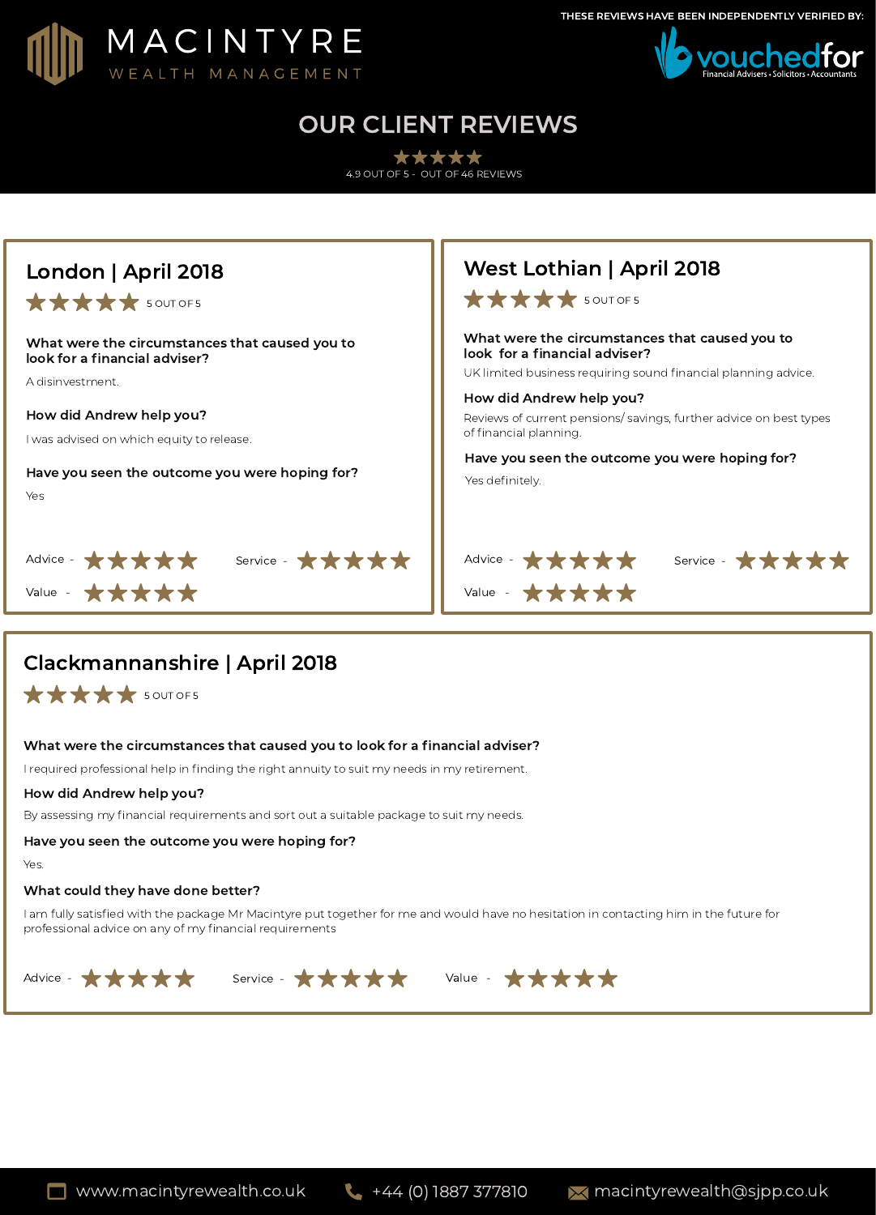MACINTYRE
WEALTH MANAGEMENT

THESE REVIEWS HAVE BEEN INDEPENDENTLY VERIFIED BY:

vouchedfor
Financial Advisers • Solicitors • Accountants

# OUR CLIENT REVIEWS

★★★★★
4.9 OUT OF 5 - OUT OF 46 REVIEWS

## London | April 2018

★★★★★ 5 OUT OF 5

**What were the circumstances that caused you to look for a financial adviser?**

A disinvestment.

**How did Andrew help you?**

I was advised on which equity to release.

**Have you seen the outcome you were hoping for?**

Yes

Advice - ★★★★★ Service - ★★★★★

Value - ★★★★★

## West Lothian | April 2018

★★★★★ 5 OUT OF 5

**What were the circumstances that caused you to look for a financial adviser?**

UK limited business requiring sound financial planning advice.

**How did Andrew help you?**

Reviews of current pensions/ savings, further advice on best types of financial planning.

**Have you seen the outcome you were hoping for?**

Yes definitely.

Advice - ★★★★★ Service - ★★★★★

Value - ★★★★★

## Clackmannanshire | April 2018

★★★★★ 5 OUT OF 5

**What were the circumstances that caused you to look for a financial adviser?**

I required professional help in finding the right annuity to suit my needs in my retirement.

**How did Andrew help you?**

By assessing my financial requirements and sort out a suitable package to suit my needs.

**Have you seen the outcome you were hoping for?**

Yes.

**What could they have done better?**

I am fully satisfied with the package Mr Macintyre put together for me and would have no hesitation in contacting him in the future for professional advice on any of my financial requirements

Advice - ★★★★★ Service - ★★★★★ Value - ★★★★★

www.macintyrewealth.co.uk +44 (0) 1887 377810 macintyrewealth@sjpp.co.uk